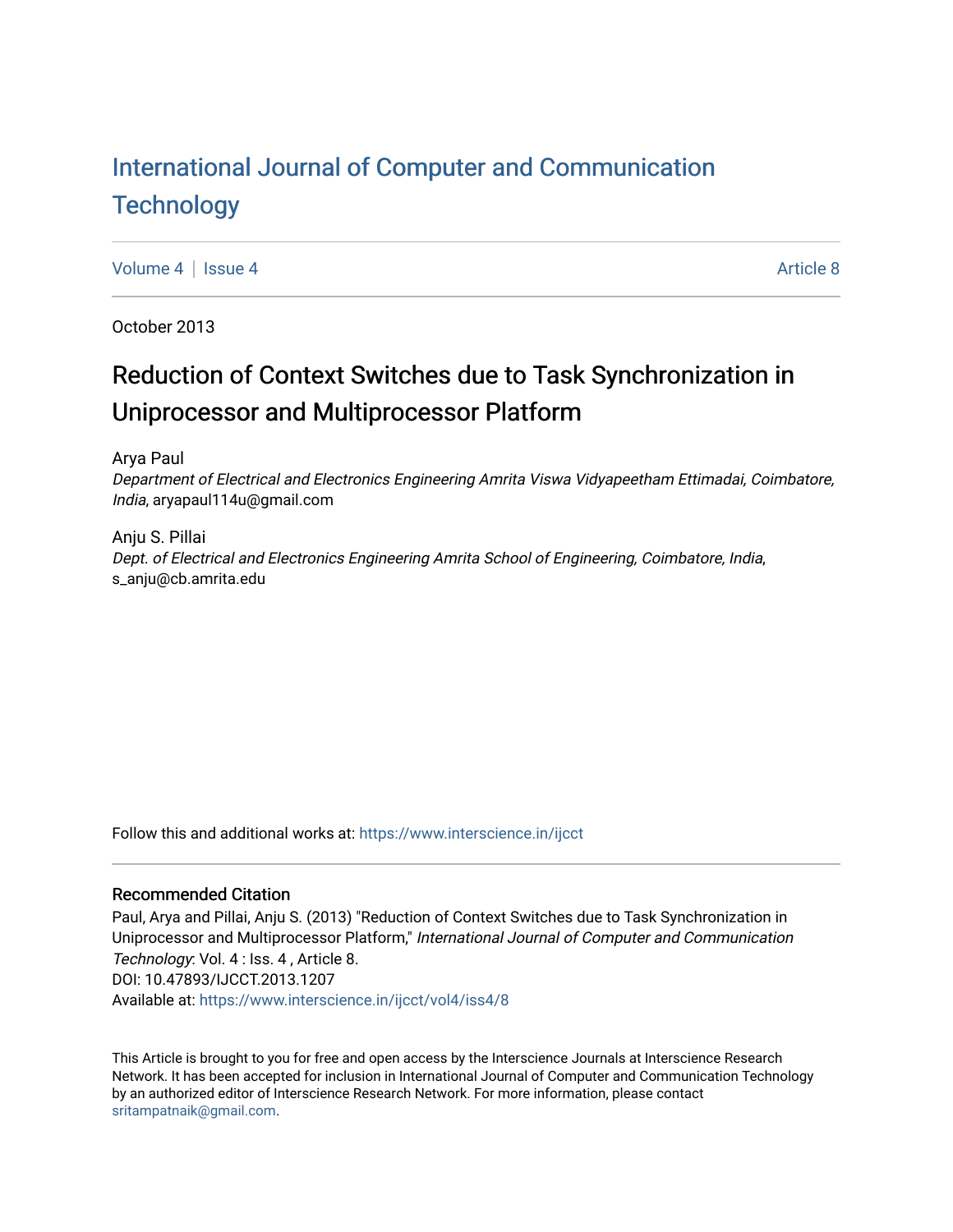# International Journal of Computer and Communication Technology

Volume 4 | Issue 4 Article 8

October 2013

## Reduction of Context Switches due to Task Synchronization in Uniprocessor and Multiprocessor Platform

Arya Paul
*Department of Electrical and Electronics Engineering Amrita Viswa Vidyapeetham Ettimadai, Coimbatore, India*, aryapaul114u@gmail.com

Anju S. Pillai
*Dept. of Electrical and Electronics Engineering Amrita School of Engineering, Coimbatore, India*, s_anju@cb.amrita.edu

Follow this and additional works at: https://www.interscience.in/ijcct

### Recommended Citation

Paul, Arya and Pillai, Anju S. (2013) "Reduction of Context Switches due to Task Synchronization in Uniprocessor and Multiprocessor Platform," *International Journal of Computer and Communication Technology*: Vol. 4 : Iss. 4 , Article 8.
DOI: 10.47893/IJCCT.2013.1207
Available at: https://www.interscience.in/ijcct/vol4/iss4/8

This Article is brought to you for free and open access by the Interscience Journals at Interscience Research Network. It has been accepted for inclusion in International Journal of Computer and Communication Technology by an authorized editor of Interscience Research Network. For more information, please contact sritampatnaik@gmail.com.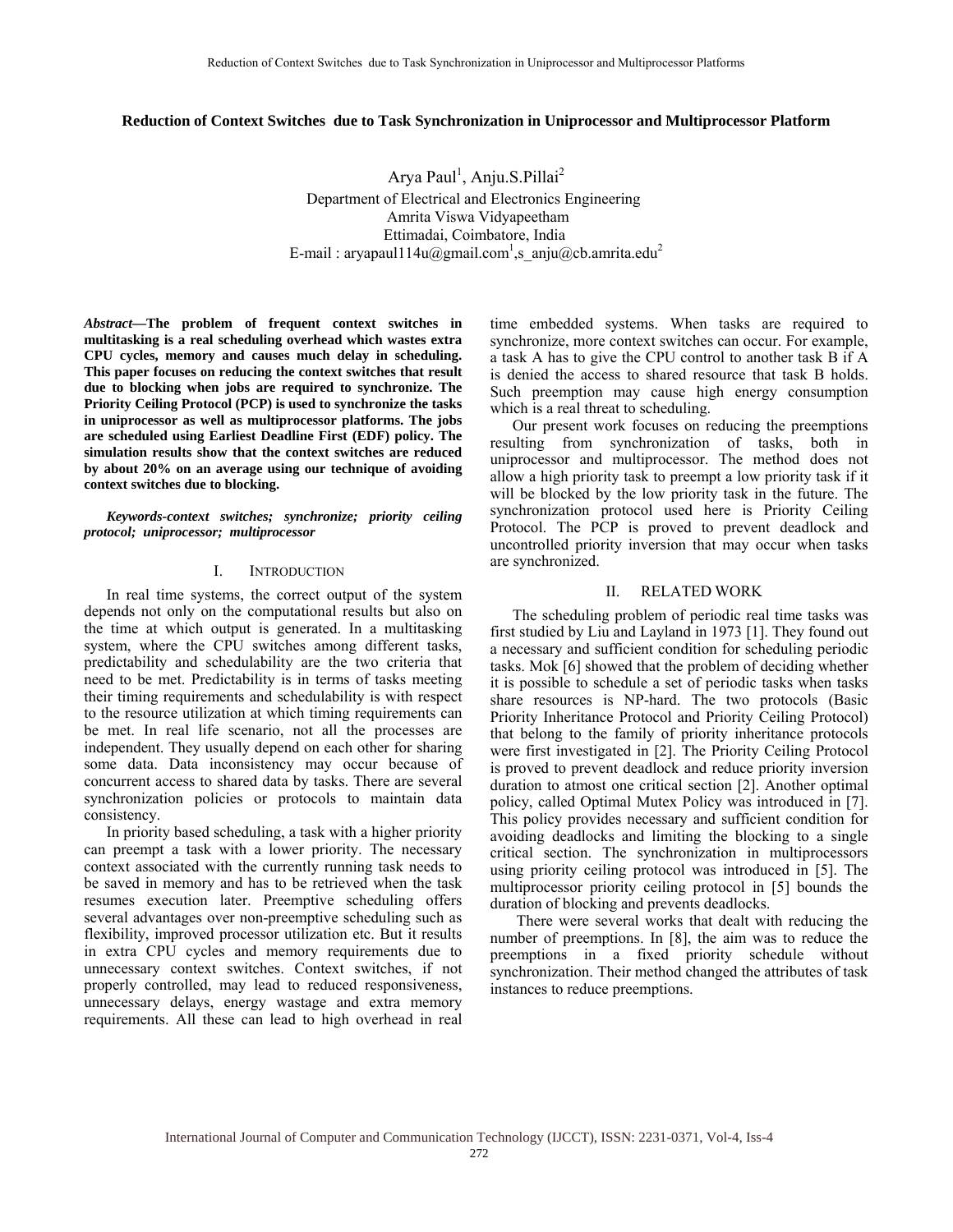### Reduction of Context Switches due to Task Synchronization in Uniprocessor and Multiprocessor Platform

Arya Paul[1], Anju.S.Pillai[2]

Department of Electrical and Electronics Engineering
Amrita Viswa Vidyapeetham
Ettimadai, Coimbatore, India
E-mail : aryapaul114u@gmail.com[1],s_anju@cb.amrita.edu[2]

***Abstract*—The problem of frequent context switches in multitasking is a real scheduling overhead which wastes extra CPU cycles, memory and causes much delay in scheduling. This paper focuses on reducing the context switches that result due to blocking when jobs are required to synchronize. The Priority Ceiling Protocol (PCP) is used to synchronize the tasks in uniprocessor as well as multiprocessor platforms. The jobs are scheduled using Earliest Deadline First (EDF) policy. The simulation results show that the context switches are reduced by about 20% on an average using our technique of avoiding context switches due to blocking.**

***Keywords-context switches; synchronize; priority ceiling protocol; uniprocessor; multiprocessor***

## I. INTRODUCTION

In real time systems, the correct output of the system depends not only on the computational results but also on the time at which output is generated. In a multitasking system, where the CPU switches among different tasks, predictability and schedulability are the two criteria that need to be met. Predictability is in terms of tasks meeting their timing requirements and schedulability is with respect to the resource utilization at which timing requirements can be met. In real life scenario, not all the processes are independent. They usually depend on each other for sharing some data. Data inconsistency may occur because of concurrent access to shared data by tasks. There are several synchronization policies or protocols to maintain data consistency.

In priority based scheduling, a task with a higher priority can preempt a task with a lower priority. The necessary context associated with the currently running task needs to be saved in memory and has to be retrieved when the task resumes execution later. Preemptive scheduling offers several advantages over non-preemptive scheduling such as flexibility, improved processor utilization etc. But it results in extra CPU cycles and memory requirements due to unnecessary context switches. Context switches, if not properly controlled, may lead to reduced responsiveness, unnecessary delays, energy wastage and extra memory requirements. All these can lead to high overhead in real time embedded systems. When tasks are required to synchronize, more context switches can occur. For example, a task A has to give the CPU control to another task B if A is denied the access to shared resource that task B holds. Such preemption may cause high energy consumption which is a real threat to scheduling.

Our present work focuses on reducing the preemptions resulting from synchronization of tasks, both in uniprocessor and multiprocessor. The method does not allow a high priority task to preempt a low priority task if it will be blocked by the low priority task in the future. The synchronization protocol used here is Priority Ceiling Protocol. The PCP is proved to prevent deadlock and uncontrolled priority inversion that may occur when tasks are synchronized.

## II. RELATED WORK

The scheduling problem of periodic real time tasks was first studied by Liu and Layland in 1973 [1]. They found out a necessary and sufficient condition for scheduling periodic tasks. Mok [6] showed that the problem of deciding whether it is possible to schedule a set of periodic tasks when tasks share resources is NP-hard. The two protocols (Basic Priority Inheritance Protocol and Priority Ceiling Protocol) that belong to the family of priority inheritance protocols were first investigated in [2]. The Priority Ceiling Protocol is proved to prevent deadlock and reduce priority inversion duration to atmost one critical section [2]. Another optimal policy, called Optimal Mutex Policy was introduced in [7]. This policy provides necessary and sufficient condition for avoiding deadlocks and limiting the blocking to a single critical section. The synchronization in multiprocessors using priority ceiling protocol was introduced in [5]. The multiprocessor priority ceiling protocol in [5] bounds the duration of blocking and prevents deadlocks.

There were several works that dealt with reducing the number of preemptions. In [8], the aim was to reduce the preemptions in a fixed priority schedule without synchronization. Their method changed the attributes of task instances to reduce preemptions.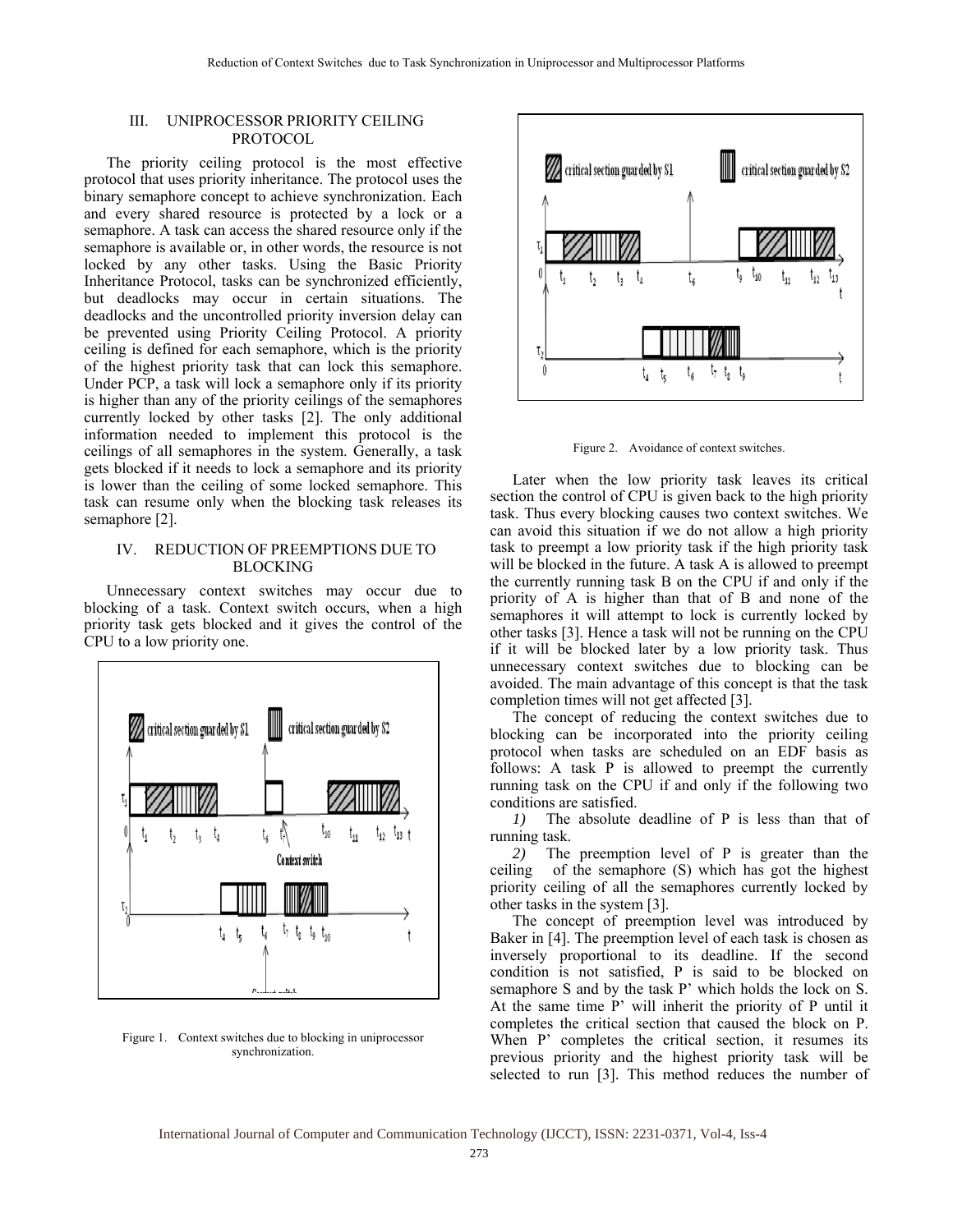## III. UNIPROCESSOR PRIORITY CEILING PROTOCOL

The priority ceiling protocol is the most effective protocol that uses priority inheritance. The protocol uses the binary semaphore concept to achieve synchronization. Each and every shared resource is protected by a lock or a semaphore. A task can access the shared resource only if the semaphore is available or, in other words, the resource is not locked by any other tasks. Using the Basic Priority Inheritance Protocol, tasks can be synchronized efficiently, but deadlocks may occur in certain situations. The deadlocks and the uncontrolled priority inversion delay can be prevented using Priority Ceiling Protocol. A priority ceiling is defined for each semaphore, which is the priority of the highest priority task that can lock this semaphore. Under PCP, a task will lock a semaphore only if its priority is higher than any of the priority ceilings of the semaphores currently locked by other tasks [2]. The only additional information needed to implement this protocol is the ceilings of all semaphores in the system. Generally, a task gets blocked if it needs to lock a semaphore and its priority is lower than the ceiling of some locked semaphore. This task can resume only when the blocking task releases its semaphore [2].

## IV. REDUCTION OF PREEMPTIONS DUE TO BLOCKING

Unnecessary context switches may occur due to blocking of a task. Context switch occurs, when a high priority task gets blocked and it gives the control of the CPU to a low priority one.

Figure 1. Context switches due to blocking in uniprocessor synchronization.

Figure 2. Avoidance of context switches.

Later when the low priority task leaves its critical section the control of CPU is given back to the high priority task. Thus every blocking causes two context switches. We can avoid this situation if we do not allow a high priority task to preempt a low priority task if the high priority task will be blocked in the future. A task A is allowed to preempt the currently running task B on the CPU if and only if the priority of A is higher than that of B and none of the semaphores it will attempt to lock is currently locked by other tasks [3]. Hence a task will not be running on the CPU if it will be blocked later by a low priority task. Thus unnecessary context switches due to blocking can be avoided. The main advantage of this concept is that the task completion times will not get affected [3].

The concept of reducing the context switches due to blocking can be incorporated into the priority ceiling protocol when tasks are scheduled on an EDF basis as follows: A task P is allowed to preempt the currently running task on the CPU if and only if the following two conditions are satisfied.

*1)* The absolute deadline of P is less than that of running task.

*2)* The preemption level of P is greater than the ceiling of the semaphore (S) which has got the highest priority ceiling of all the semaphores currently locked by other tasks in the system [3].

The concept of preemption level was introduced by Baker in [4]. The preemption level of each task is chosen as inversely proportional to its deadline. If the second condition is not satisfied, P is said to be blocked on semaphore S and by the task P' which holds the lock on S. At the same time P' will inherit the priority of P until it completes the critical section that caused the block on P. When P' completes the critical section, it resumes its previous priority and the highest priority task will be selected to run [3]. This method reduces the number of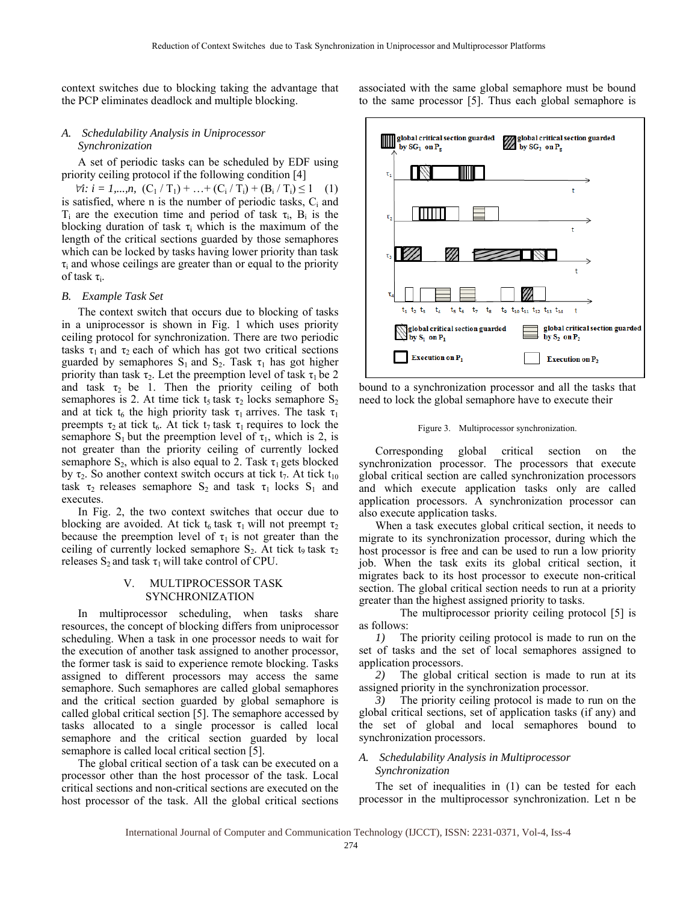context switches due to blocking taking the advantage that the PCP eliminates deadlock and multiple blocking.

### *A. Schedulability Analysis in Uniprocessor Synchronization*

A set of periodic tasks can be scheduled by EDF using priority ceiling protocol if the following condition [4]

$$\forall i: i = 1,...,n, \ (C_1 / T_1) + \ldots + (C_i / T_i) + (B_i / T_i) \leq 1 \quad (1)$$

is satisfied, where n is the number of periodic tasks, $C_i$ and $T_i$ are the execution time and period of task $\tau_i$, $B_i$ is the blocking duration of task $\tau_i$ which is the maximum of the length of the critical sections guarded by those semaphores which can be locked by tasks having lower priority than task $\tau_i$ and whose ceilings are greater than or equal to the priority of task $\tau_i$.

### *B. Example Task Set*

The context switch that occurs due to blocking of tasks in a uniprocessor is shown in Fig. 1 which uses priority ceiling protocol for synchronization. There are two periodic tasks $\tau_1$ and $\tau_2$ each of which has got two critical sections guarded by semaphores $S_1$ and $S_2$. Task $\tau_1$ has got higher priority than task $\tau_2$. Let the preemption level of task $\tau_1$ be 2 and task $\tau_2$ be 1. Then the priority ceiling of both semaphores is 2. At time tick $t_5$ task $\tau_2$ locks semaphore $S_2$ and at tick $t_6$ the high priority task $\tau_1$ arrives. The task $\tau_1$ preempts $\tau_2$ at tick $t_6$. At tick $t_7$ task $\tau_1$ requires to lock the semaphore $S_1$ but the preemption level of $\tau_1$, which is 2, is not greater than the priority ceiling of currently locked semaphore $S_2$, which is also equal to 2. Task $\tau_1$ gets blocked by $\tau_2$. So another context switch occurs at tick $t_7$. At tick $t_{10}$ task $\tau_2$ releases semaphore $S_2$ and task $\tau_1$ locks $S_1$ and executes.

In Fig. 2, the two context switches that occur due to blocking are avoided. At tick $t_6$ task $\tau_1$ will not preempt $\tau_2$ because the preemption level of $\tau_1$ is not greater than the ceiling of currently locked semaphore $S_2$. At tick $t_9$ task $\tau_2$ releases $S_2$ and task $\tau_1$ will take control of CPU.

## V. MULTIPROCESSOR TASK SYNCHRONIZATION

In multiprocessor scheduling, when tasks share resources, the concept of blocking differs from uniprocessor scheduling. When a task in one processor needs to wait for the execution of another task assigned to another processor, the former task is said to experience remote blocking. Tasks assigned to different processors may access the same semaphore. Such semaphores are called global semaphores and the critical section guarded by global semaphore is called global critical section [5]. The semaphore accessed by tasks allocated to a single processor is called local semaphore and the critical section guarded by local semaphore is called local critical section [5].

The global critical section of a task can be executed on a processor other than the host processor of the task. Local critical sections and non-critical sections are executed on the host processor of the task. All the global critical sections associated with the same global semaphore must be bound to the same processor [5]. Thus each global semaphore is bound to a synchronization processor and all the tasks that need to lock the global semaphore have to execute their

Figure 3. Multiprocessor synchronization.

Corresponding global critical section on the synchronization processor. The processors that execute global critical section are called synchronization processors and which execute application tasks only are called application processors. A synchronization processor can also execute application tasks.

When a task executes global critical section, it needs to migrate to its synchronization processor, during which the host processor is free and can be used to run a low priority job. When the task exits its global critical section, it migrates back to its host processor to execute non-critical section. The global critical section needs to run at a priority greater than the highest assigned priority to tasks.

The multiprocessor priority ceiling protocol [5] is as follows:

*1)* The priority ceiling protocol is made to run on the set of tasks and the set of local semaphores assigned to application processors.

*2)* The global critical section is made to run at its assigned priority in the synchronization processor.

*3)* The priority ceiling protocol is made to run on the global critical sections, set of application tasks (if any) and the set of global and local semaphores bound to synchronization processors.

### *A. Schedulability Analysis in Multiprocessor Synchronization*

The set of inequalities in (1) can be tested for each processor in the multiprocessor synchronization. Let n be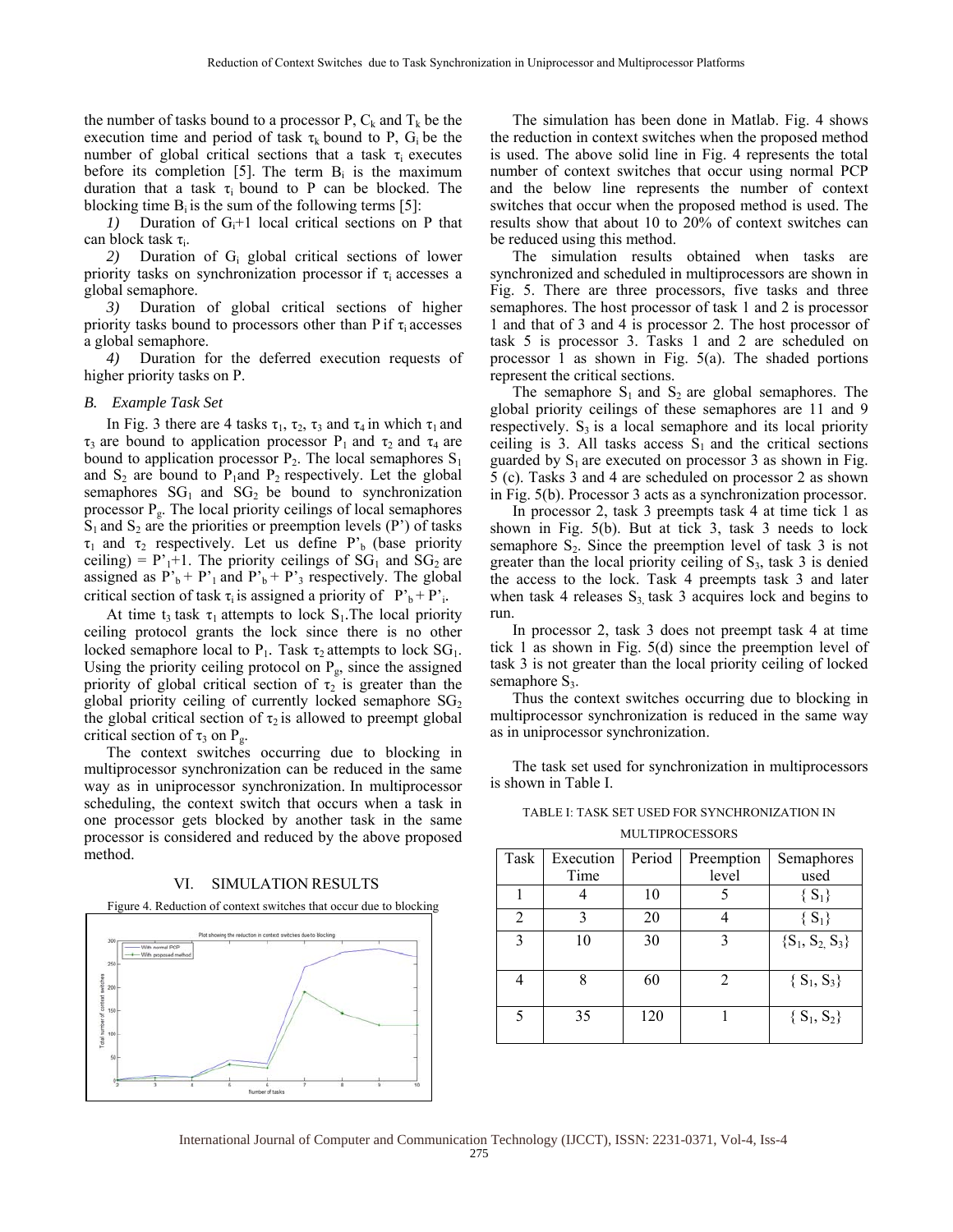the number of tasks bound to a processor P, $C_k$ and $T_k$ be the execution time and period of task $\tau_k$ bound to P, $G_i$ be the number of global critical sections that a task $\tau_i$ executes before its completion [5]. The term $B_i$ is the maximum duration that a task $\tau_i$ bound to P can be blocked. The blocking time $B_i$ is the sum of the following terms [5]:

*1)* Duration of $G_i$+1 local critical sections on P that can block task $\tau_i$.

*2)* Duration of $G_i$ global critical sections of lower priority tasks on synchronization processor if $\tau_i$ accesses a global semaphore.

*3)* Duration of global critical sections of higher priority tasks bound to processors other than P if $\tau_i$ accesses a global semaphore.

*4)* Duration for the deferred execution requests of higher priority tasks on P.

### *B. Example Task Set*

In Fig. 3 there are 4 tasks $\tau_1$, $\tau_2$, $\tau_3$ and $\tau_4$ in which $\tau_1$ and $\tau_3$ are bound to application processor $P_1$ and $\tau_2$ and $\tau_4$ are bound to application processor $P_2$. The local semaphores $S_1$ and $S_2$ are bound to $P_1$and $P_2$ respectively. Let the global semaphores $SG_1$ and $SG_2$ be bound to synchronization processor $P_g$. The local priority ceilings of local semaphores $S_1$ and $S_2$ are the priorities or preemption levels (P') of tasks $\tau_1$ and $\tau_2$ respectively. Let us define $P'_b$ (base priority ceiling) = $P'_1$+1. The priority ceilings of $SG_1$ and $SG_2$ are assigned as $P'_b + P'_1$ and $P'_b + P'_3$ respectively. The global critical section of task $\tau_i$ is assigned a priority of $P'_b + P'_i$.

At time $t_3$ task $\tau_1$ attempts to lock $S_1$.The local priority ceiling protocol grants the lock since there is no other locked semaphore local to $P_1$. Task $\tau_2$ attempts to lock $SG_1$. Using the priority ceiling protocol on $P_g$, since the assigned priority of global critical section of $\tau_2$ is greater than the global priority ceiling of currently locked semaphore $SG_2$ the global critical section of $\tau_2$ is allowed to preempt global critical section of $\tau_3$ on $P_g$.

The context switches occurring due to blocking in multiprocessor synchronization can be reduced in the same way as in uniprocessor synchronization. In multiprocessor scheduling, the context switch that occurs when a task in one processor gets blocked by another task in the same processor is considered and reduced by the above proposed method.

## VI. SIMULATION RESULTS

Figure 4. Reduction of context switches that occur due to blocking

The simulation has been done in Matlab. Fig. 4 shows the reduction in context switches when the proposed method is used. The above solid line in Fig. 4 represents the total number of context switches that occur using normal PCP and the below line represents the number of context switches that occur when the proposed method is used. The results show that about 10 to 20% of context switches can be reduced using this method.

The simulation results obtained when tasks are synchronized and scheduled in multiprocessors are shown in Fig. 5. There are three processors, five tasks and three semaphores. The host processor of task 1 and 2 is processor 1 and that of 3 and 4 is processor 2. The host processor of task 5 is processor 3. Tasks 1 and 2 are scheduled on processor 1 as shown in Fig. 5(a). The shaded portions represent the critical sections.

The semaphore $S_1$ and $S_2$ are global semaphores. The global priority ceilings of these semaphores are 11 and 9 respectively. $S_3$ is a local semaphore and its local priority ceiling is 3. All tasks access $S_1$ and the critical sections guarded by $S_1$ are executed on processor 3 as shown in Fig. 5 (c). Tasks 3 and 4 are scheduled on processor 2 as shown in Fig. 5(b). Processor 3 acts as a synchronization processor.

In processor 2, task 3 preempts task 4 at time tick 1 as shown in Fig. 5(b). But at tick 3, task 3 needs to lock semaphore $S_2$. Since the preemption level of task 3 is not greater than the local priority ceiling of $S_3$, task 3 is denied the access to the lock. Task 4 preempts task 3 and later when task 4 releases $S_3$, task 3 acquires lock and begins to run.

In processor 2, task 3 does not preempt task 4 at time tick 1 as shown in Fig. 5(d) since the preemption level of task 3 is not greater than the local priority ceiling of locked semaphore $S_3$.

Thus the context switches occurring due to blocking in multiprocessor synchronization is reduced in the same way as in uniprocessor synchronization.

The task set used for synchronization in multiprocessors is shown in Table I.

TABLE I: TASK SET USED FOR SYNCHRONIZATION IN MULTIPROCESSORS

| Task | Execution Time | Period | Preemption level | Semaphores used |
|---|---|---|---|---|
| 1 | 4 | 10 | 5 | { $S_1$} |
| 2 | 3 | 20 | 4 | { $S_1$} |
| 3 | 10 | 30 | 3 | {$S_1$, $S_2$, $S_3$} |
| 4 | 8 | 60 | 2 | { $S_1$, $S_3$} |
| 5 | 35 | 120 | 1 | { $S_1$, $S_2$} |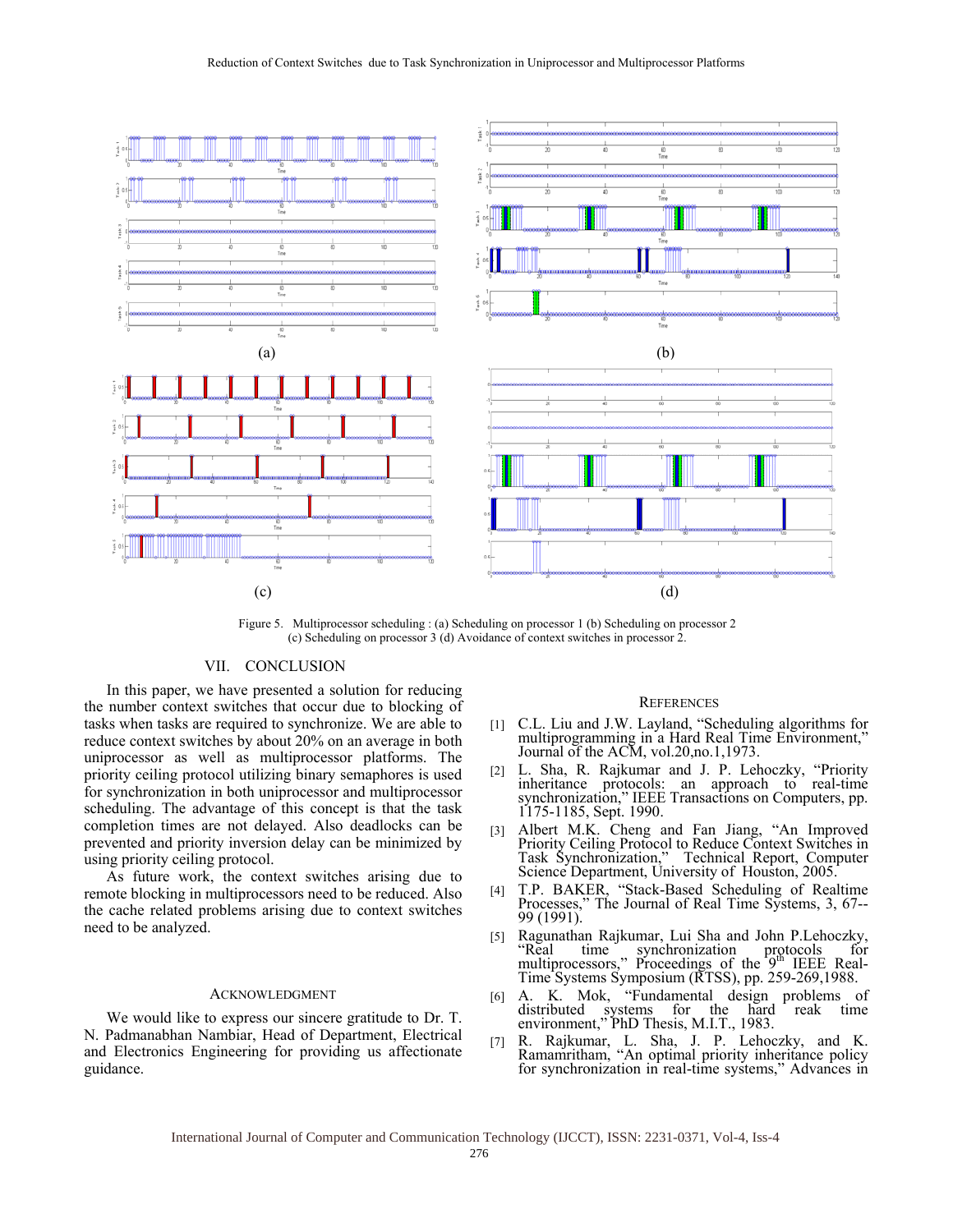Figure 5. Multiprocessor scheduling : (a) Scheduling on processor 1 (b) Scheduling on processor 2 (c) Scheduling on processor 3 (d) Avoidance of context switches in processor 2.

## VII. CONCLUSION

In this paper, we have presented a solution for reducing the number context switches that occur due to blocking of tasks when tasks are required to synchronize. We are able to reduce context switches by about 20% on an average in both uniprocessor as well as multiprocessor platforms. The priority ceiling protocol utilizing binary semaphores is used for synchronization in both uniprocessor and multiprocessor scheduling. The advantage of this concept is that the task completion times are not delayed. Also deadlocks can be prevented and priority inversion delay can be minimized by using priority ceiling protocol.

As future work, the context switches arising due to remote blocking in multiprocessors need to be reduced. Also the cache related problems arising due to context switches need to be analyzed.

## ACKNOWLEDGMENT

We would like to express our sincere gratitude to Dr. T. N. Padmanabhan Nambiar, Head of Department, Electrical and Electronics Engineering for providing us affectionate guidance.

## REFERENCES

[1] C.L. Liu and J.W. Layland, "Scheduling algorithms for multiprogramming in a Hard Real Time Environment," Journal of the ACM, vol.20,no.1,1973.

[2] L. Sha, R. Rajkumar and J. P. Lehoczky, "Priority inheritance protocols: an approach to real-time synchronization," IEEE Transactions on Computers, pp. 1175-1185, Sept. 1990.

[3] Albert M.K. Cheng and Fan Jiang, "An Improved Priority Ceiling Protocol to Reduce Context Switches in Task Synchronization," Technical Report, Computer Science Department, University of Houston, 2005.

[4] T.P. BAKER, "Stack-Based Scheduling of Realtime Processes," The Journal of Real Time Systems, 3, 67--99 (1991).

[5] Ragunathan Rajkumar, Lui Sha and John P.Lehoczky, "Real time synchronization protocols for multiprocessors," Proceedings of the 9th IEEE Real-Time Systems Symposium (RTSS), pp. 259-269,1988.

[6] A. K. Mok, "Fundamental design problems of distributed systems for the hard reak time environment," PhD Thesis, M.I.T., 1983.

[7] R. Rajkumar, L. Sha, J. P. Lehoczky, and K. Ramamritham, "An optimal priority inheritance policy for synchronization in real-time systems," Advances in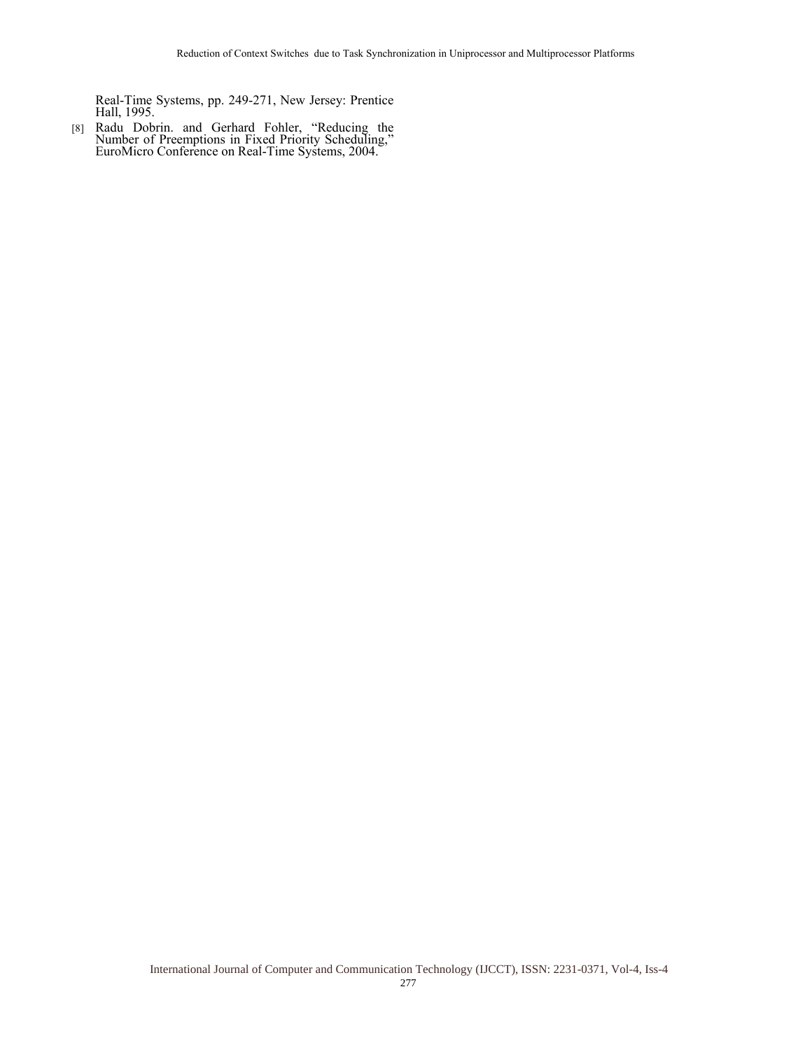Real-Time Systems, pp. 249-271, New Jersey: Prentice Hall, 1995.

[8] Radu Dobrin. and Gerhard Fohler, "Reducing the Number of Preemptions in Fixed Priority Scheduling," EuroMicro Conference on Real-Time Systems, 2004.